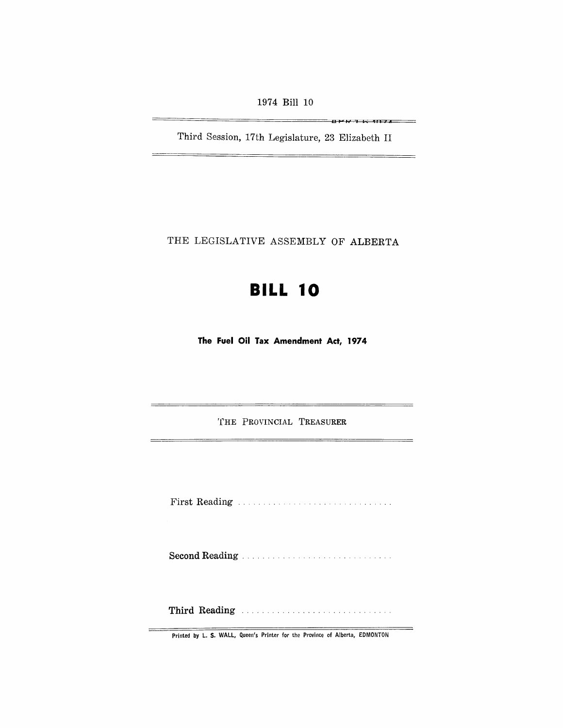1974 Bill 10

Third Session, 17th Legislature, 23 Elizabeth II

THE LEGISLATIVE ASSEMBLY OF ALBERTA

# BILL 10

**The Fuel Oil Tax Amendment Act, 1974**

THE PROVINCIAL TREASURER

First Reading . . . . . . . . . . . . . . . . . . . . . . . . . . . . . . .

Second Reading . . . . . . . . . . . . . . . . . . . . . . . . . . . . . .

Third Reading . . . . . . . . . . . . . . . . . . . . . . . . . . . . . . .

Printed by L. S. WALL, Queen's Printer for the Province of Alberta, EDMONTON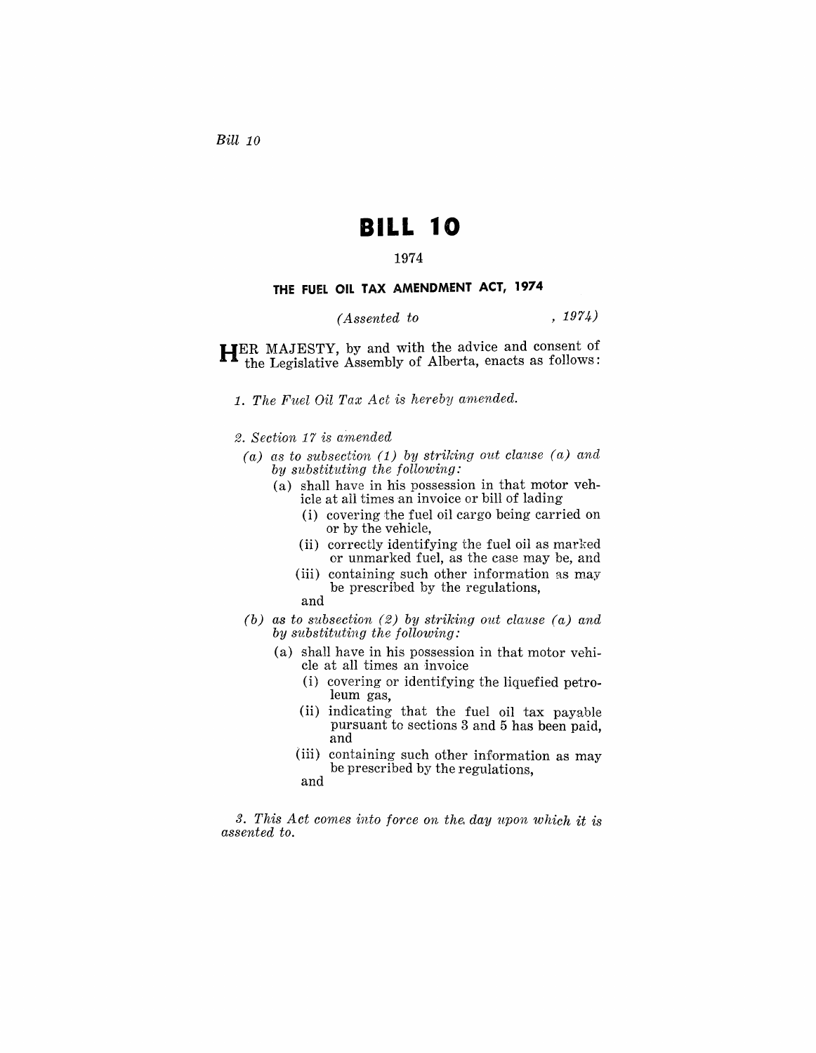# BILL 10

1974

### THE FUEL OIL TAX AMENDMENT ACT, 1974

*(Assented to , 1974)*

HER MAJESTY, by and with the advice and consent of the Legislative Assembly of Alberta, enacts as follows:

*1. The Fuel Oil Tax Act is hereby amended.*

*2. Section 17 is amended*

*(a) as to subsection (1) by striking out clause (a) and by substituting the following:*

(a) shall have in his possession in that motor vehicle at all times an invoice or bill of lading

(i) covering the fuel oil cargo being carried on or by the vehicle,

(ii) correctly identifying the fuel oil as marked or unmarked fuel, as the case may be, and

(iii) containing such other information as may be prescribed by the regulations,

and

*(b) as to subsection (2) by striking out clause (a) and by substituting the following:*

(a) shall have in his possession in that motor vehicle at all times an invoice

(i) covering or identifying the liquefied petroleum gas,

(ii) indicating that the fuel oil tax payable pursuant to sections 3 and 5 has been paid, and

(iii) containing such other information as may be prescribed by the regulations,

and

*3. This Act comes into force on the day upon which it is assented to.*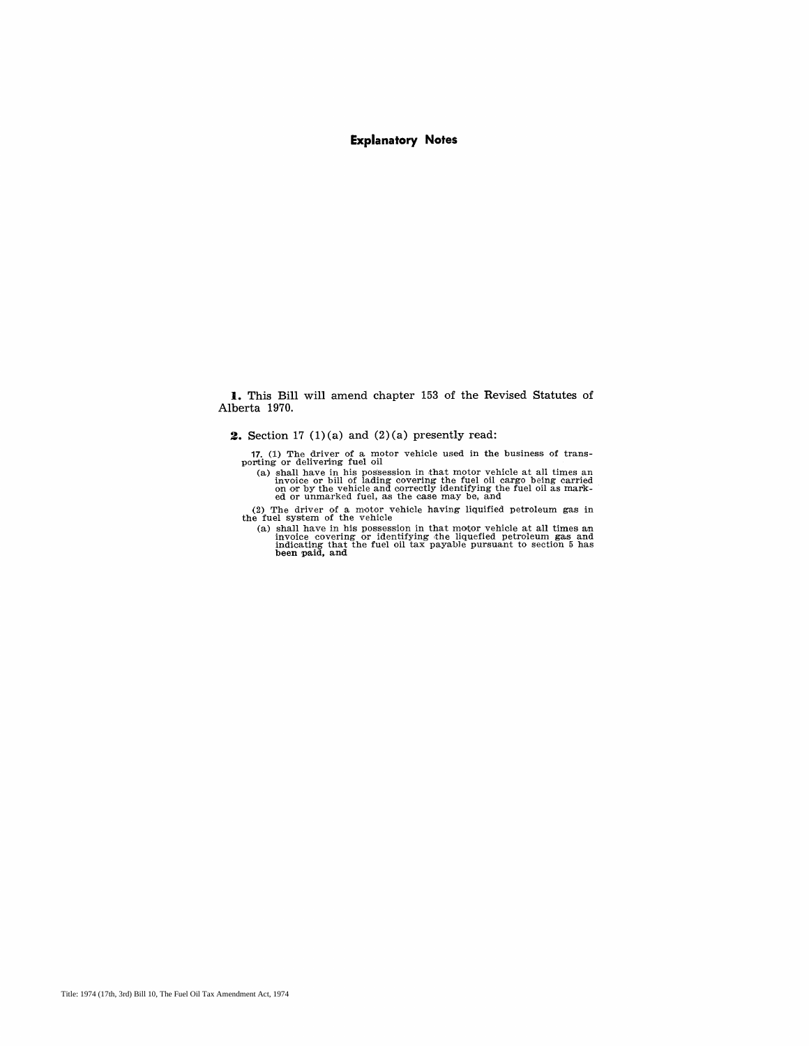# Explanatory Notes

**1.** This Bill will amend chapter 153 of the Revised Statutes of Alberta 1970.

**2.** Section 17 (1)(a) and (2)(a) presently read:

17. (1) The driver of a motor vehicle used in the business of transporting or delivering fuel oil

(a) shall have in his possession in that motor vehicle at all times an invoice or bill of lading covering the fuel oil cargo being carried on or by the vehicle and correctly identifying the fuel oil as marked or unmarked fuel, as the case may be, and

(2) The driver of a motor vehicle having liquified petroleum gas in the fuel system of the vehicle

(a) shall have in his possession in that motor vehicle at all times an invoice covering or identifying the liquefied petroleum gas and indicating that the fuel oil tax payable pursuant to section 5 has been paid, and